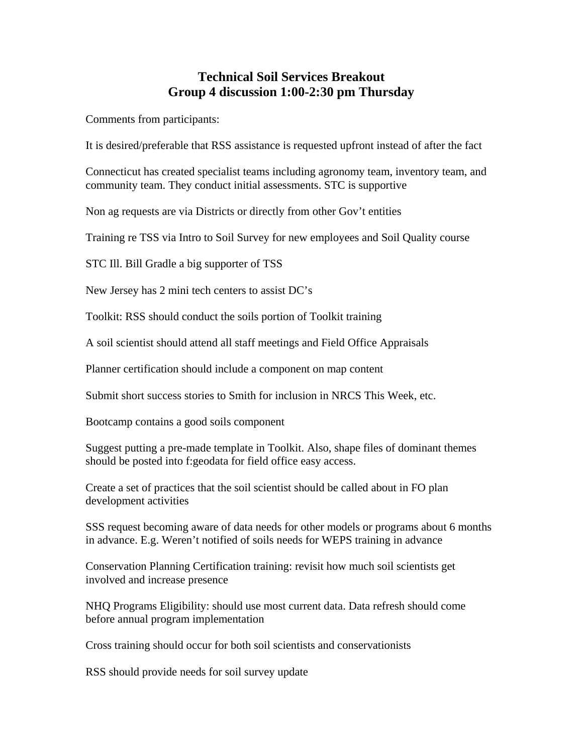# Technical Soil Services Breakout
# Group 4 discussion 1:00-2:30 pm Thursday

Comments from participants:

It is desired/preferable that RSS assistance is requested upfront instead of after the fact

Connecticut has created specialist teams including agronomy team, inventory team, and community team. They conduct initial assessments. STC is supportive

Non ag requests are via Districts or directly from other Gov't entities

Training re TSS via Intro to Soil Survey for new employees and Soil Quality course

STC Ill. Bill Gradle a big supporter of TSS

New Jersey has 2 mini tech centers to assist DC's

Toolkit: RSS should conduct the soils portion of Toolkit training

A soil scientist should attend all staff meetings and Field Office Appraisals

Planner certification should include a component on map content

Submit short success stories to Smith for inclusion in NRCS This Week, etc.

Bootcamp contains a good soils component

Suggest putting a pre-made template in Toolkit. Also, shape files of dominant themes should be posted into f:geodata for field office easy access.

Create a set of practices that the soil scientist should be called about in FO plan development activities

SSS request becoming aware of data needs for other models or programs about 6 months in advance. E.g. Weren't notified of soils needs for WEPS training in advance

Conservation Planning Certification training: revisit how much soil scientists get involved and increase presence

NHQ Programs Eligibility: should use most current data. Data refresh should come before annual program implementation

Cross training should occur for both soil scientists and conservationists

RSS should provide needs for soil survey update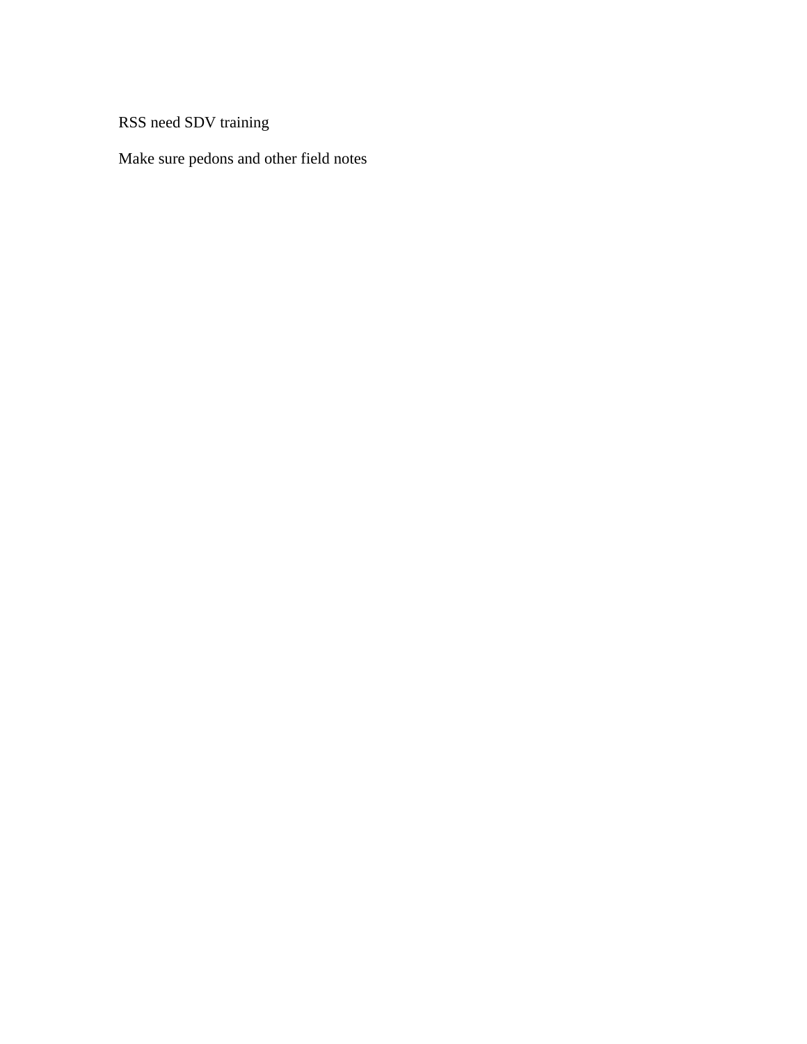RSS need SDV training

Make sure pedons and other field notes